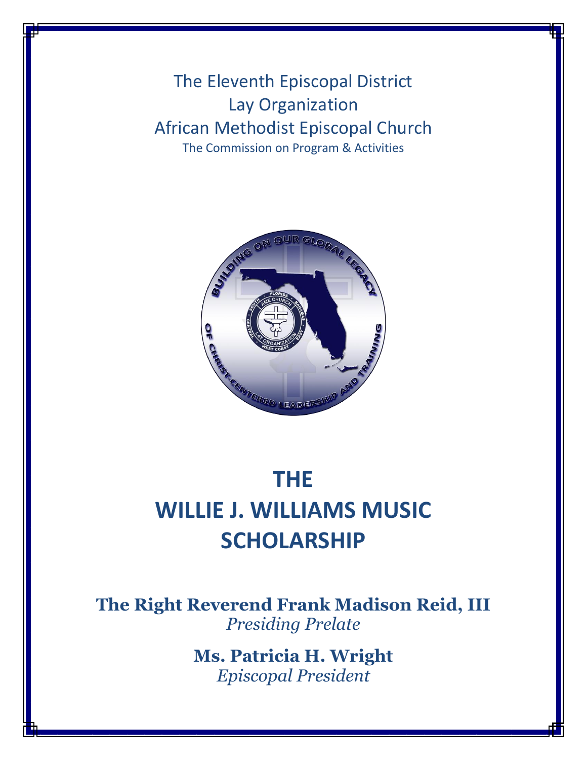The Eleventh Episcopal District
Lay Organization
African Methodist Episcopal Church
The Commission on Program & Activities

# THE WILLIE J. WILLIAMS MUSIC SCHOLARSHIP

**The Right Reverend Frank Madison Reid, III**
*Presiding Prelate*

**Ms. Patricia H. Wright**
*Episcopal President*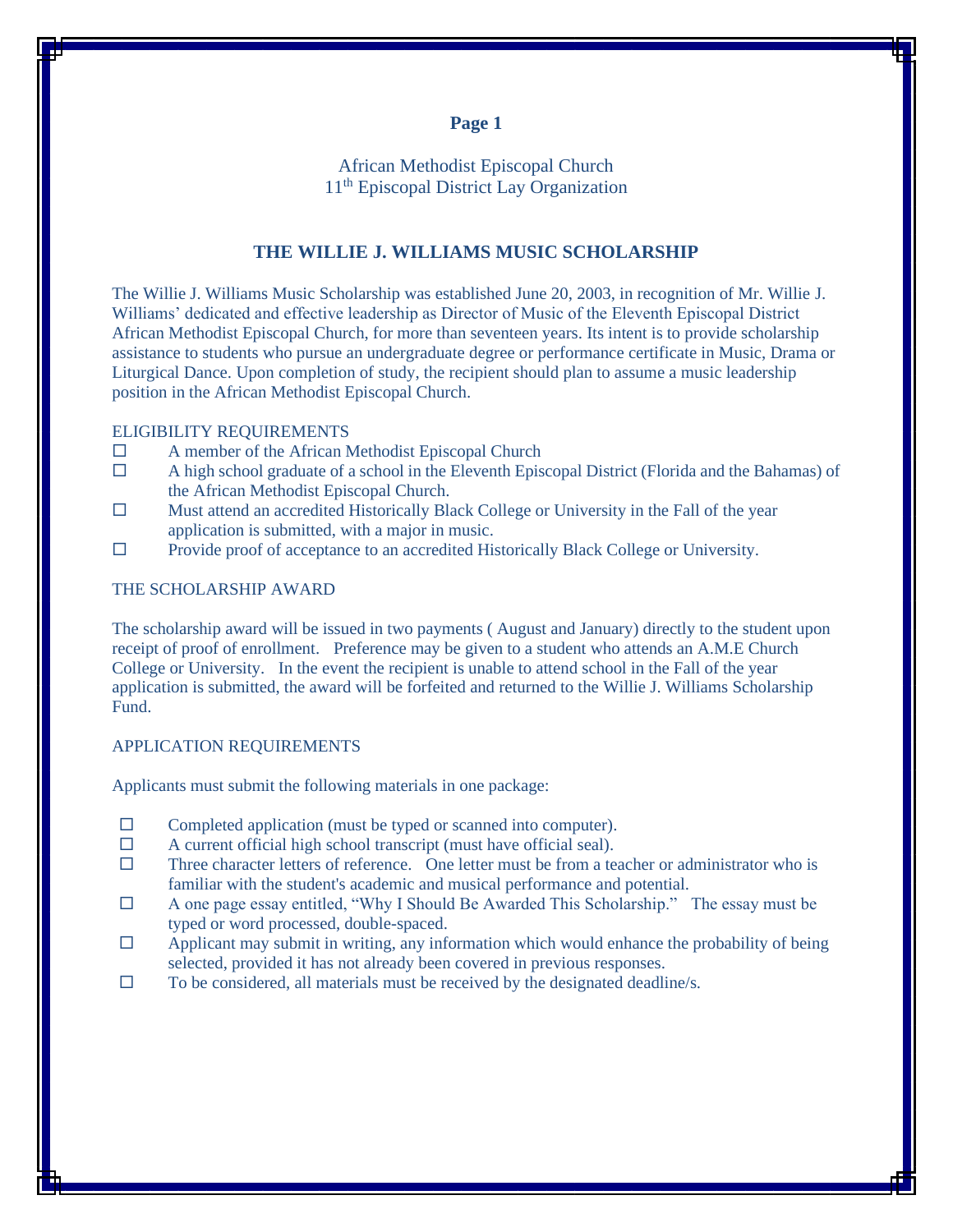**Page 1**

African Methodist Episcopal Church
11th Episcopal District Lay Organization

## THE WILLIE J. WILLIAMS MUSIC SCHOLARSHIP

The Willie J. Williams Music Scholarship was established June 20, 2003, in recognition of Mr. Willie J. Williams' dedicated and effective leadership as Director of Music of the Eleventh Episcopal District African Methodist Episcopal Church, for more than seventeen years. Its intent is to provide scholarship assistance to students who pursue an undergraduate degree or performance certificate in Music, Drama or Liturgical Dance. Upon completion of study, the recipient should plan to assume a music leadership position in the African Methodist Episcopal Church.

ELIGIBILITY REQUIREMENTS

- ☐ A member of the African Methodist Episcopal Church
- ☐ A high school graduate of a school in the Eleventh Episcopal District (Florida and the Bahamas) of the African Methodist Episcopal Church.
- ☐ Must attend an accredited Historically Black College or University in the Fall of the year application is submitted, with a major in music.
- ☐ Provide proof of acceptance to an accredited Historically Black College or University.

THE SCHOLARSHIP AWARD

The scholarship award will be issued in two payments ( August and January) directly to the student upon receipt of proof of enrollment. Preference may be given to a student who attends an A.M.E Church College or University. In the event the recipient is unable to attend school in the Fall of the year application is submitted, the award will be forfeited and returned to the Willie J. Williams Scholarship Fund.

APPLICATION REQUIREMENTS

Applicants must submit the following materials in one package:

- ☐ Completed application (must be typed or scanned into computer).
- ☐ A current official high school transcript (must have official seal).
- ☐ Three character letters of reference. One letter must be from a teacher or administrator who is familiar with the student's academic and musical performance and potential.
- ☐ A one page essay entitled, "Why I Should Be Awarded This Scholarship." The essay must be typed or word processed, double-spaced.
- ☐ Applicant may submit in writing, any information which would enhance the probability of being selected, provided it has not already been covered in previous responses.
- ☐ To be considered, all materials must be received by the designated deadline/s.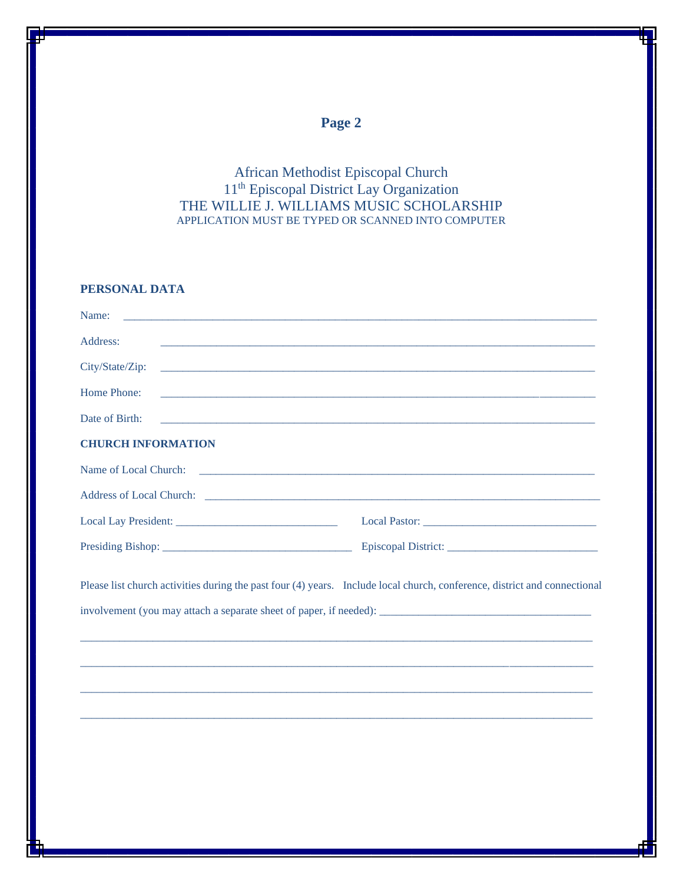**Page 2**

African Methodist Episcopal Church
11th Episcopal District Lay Organization
THE WILLIE J. WILLIAMS MUSIC SCHOLARSHIP
APPLICATION MUST BE TYPED OR SCANNED INTO COMPUTER

**PERSONAL DATA**

Name: ______________________________________________________________________________

Address: ______________________________________________________________________________

City/State/Zip: ______________________________________________________________________________

Home Phone: ______________________________________________________________________________

Date of Birth: ______________________________________________________________________________

**CHURCH INFORMATION**

Name of Local Church: ______________________________________________________________________

Address of Local Church: ____________________________________________________________________

Local Lay President: _____________________________ Local Pastor: ______________________________

Presiding Bishop: __________________________________ Episcopal District: __________________________

Please list church activities during the past four (4) years. Include local church, conference, district and connectional involvement (you may attach a separate sheet of paper, if needed): ____________________________________

_____________________________________________________________________________________

_____________________________________________________________________________________

_____________________________________________________________________________________

_____________________________________________________________________________________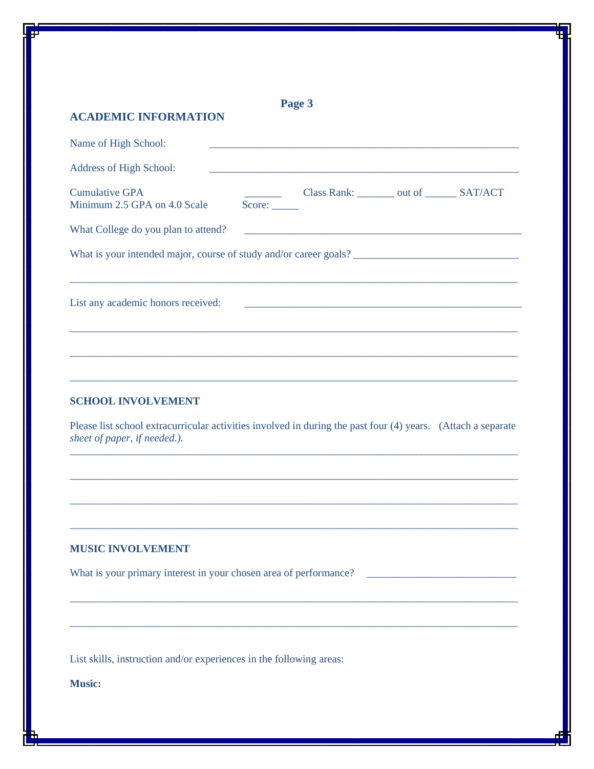**Page 3**

## ACADEMIC INFORMATION

Name of High School: ____________________________________________________________

Address of High School: ____________________________________________________________

Cumulative GPA _______ Class Rank: _______ out of ______ SAT/ACT
Minimum 2.5 GPA on 4.0 Scale Score: _____

What College do you plan to attend? ______________________________________________________

What is your intended major, course of study and/or career goals? _______________________________

_____________________________________________________________________________________

List any academic honors received: ______________________________________________________

_____________________________________________________________________________________

_____________________________________________________________________________________

_____________________________________________________________________________________

## SCHOOL INVOLVEMENT

Please list school extracurricular activities involved in during the past four (4) years. *(Attach a separate sheet of paper, if needed.).*

_____________________________________________________________________________________

_____________________________________________________________________________________

_____________________________________________________________________________________

_____________________________________________________________________________________

## MUSIC INVOLVEMENT

What is your primary interest in your chosen area of performance? ___________________________

_____________________________________________________________________________________

_____________________________________________________________________________________

List skills, instruction and/or experiences in the following areas:

**Music:**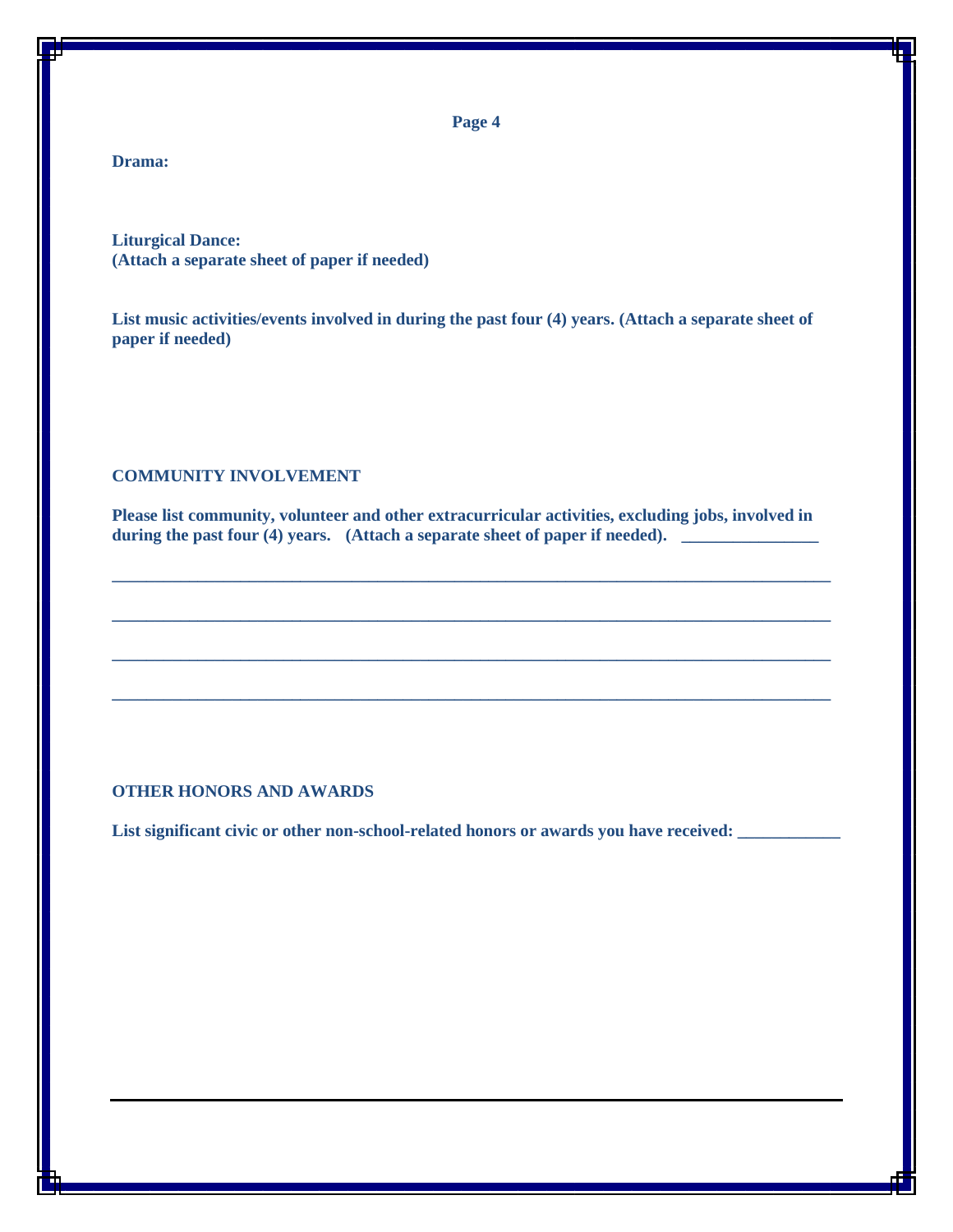**Drama:**

**Liturgical Dance:**
**(Attach a separate sheet of paper if needed)**

**List music activities/events involved in during the past four (4) years. (Attach a separate sheet of paper if needed)**

## COMMUNITY INVOLVEMENT

**Please list community, volunteer and other extracurricular activities, excluding jobs, involved in during the past four (4) years. (Attach a separate sheet of paper if needed).** _______________

_______________________________________________________________________________

_______________________________________________________________________________

_______________________________________________________________________________

_______________________________________________________________________________

## OTHER HONORS AND AWARDS

**List significant civic or other non-school-related honors or awards you have received:** ___________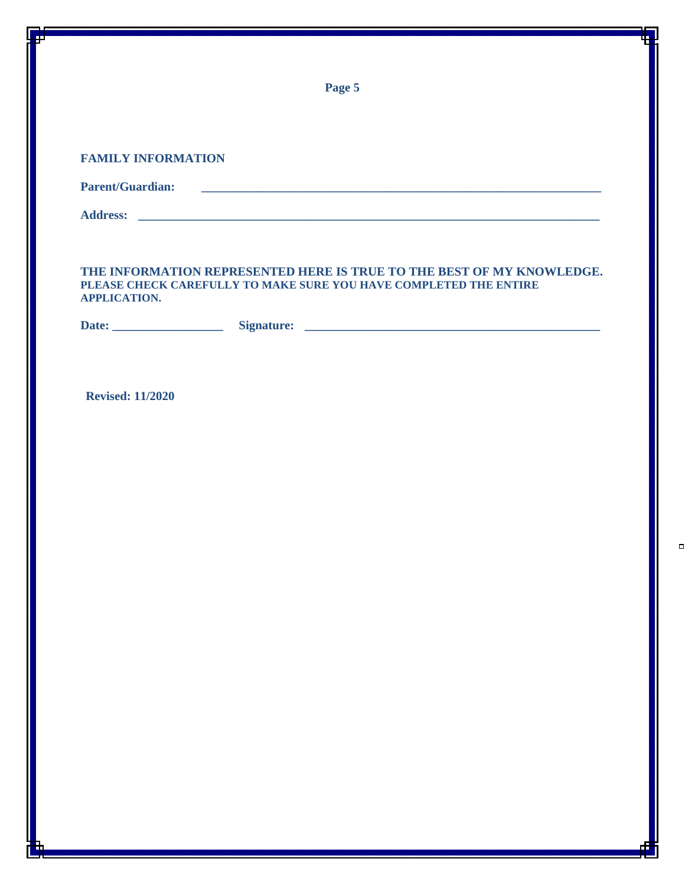## FAMILY INFORMATION

**Parent/Guardian:** ______________________________________________________________

**Address:** ______________________________________________________________________

**THE INFORMATION REPRESENTED HERE IS TRUE TO THE BEST OF MY KNOWLEDGE.**
**PLEASE CHECK CAREFULLY TO MAKE SURE YOU HAVE COMPLETED THE ENTIRE APPLICATION.**

**Date:** _________________ **Signature:** _____________________________________________

**Revised: 11/2020**